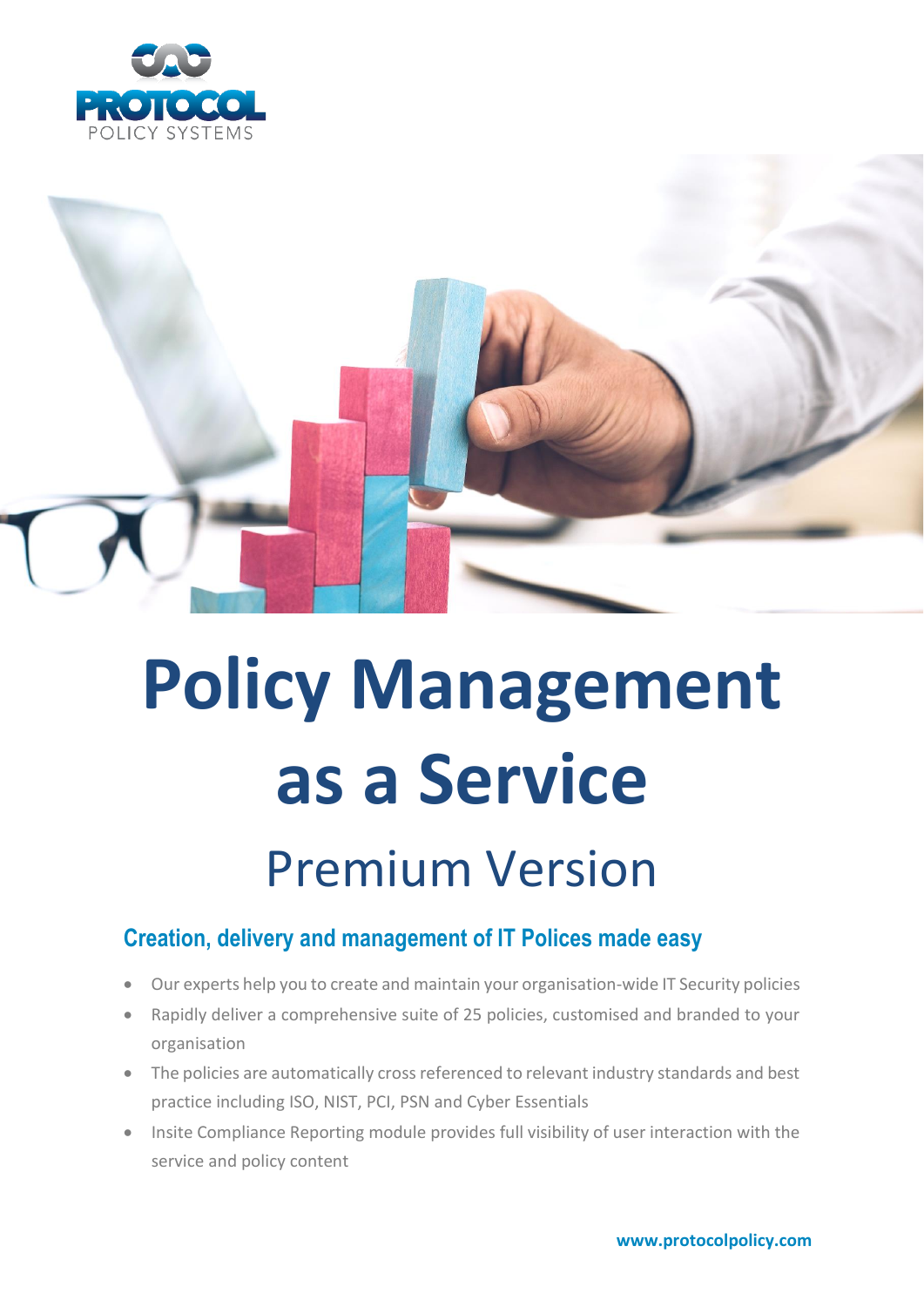PROTOCOL
POLICY SYSTEMS

# Policy Management as a Service

## Premium Version

### Creation, delivery and management of IT Polices made easy

- Our experts help you to create and maintain your organisation-wide IT Security policies
- Rapidly deliver a comprehensive suite of 25 policies, customised and branded to your organisation
- The policies are automatically cross referenced to relevant industry standards and best practice including ISO, NIST, PCI, PSN and Cyber Essentials
- Insite Compliance Reporting module provides full visibility of user interaction with the service and policy content

**www.protocolpolicy.com**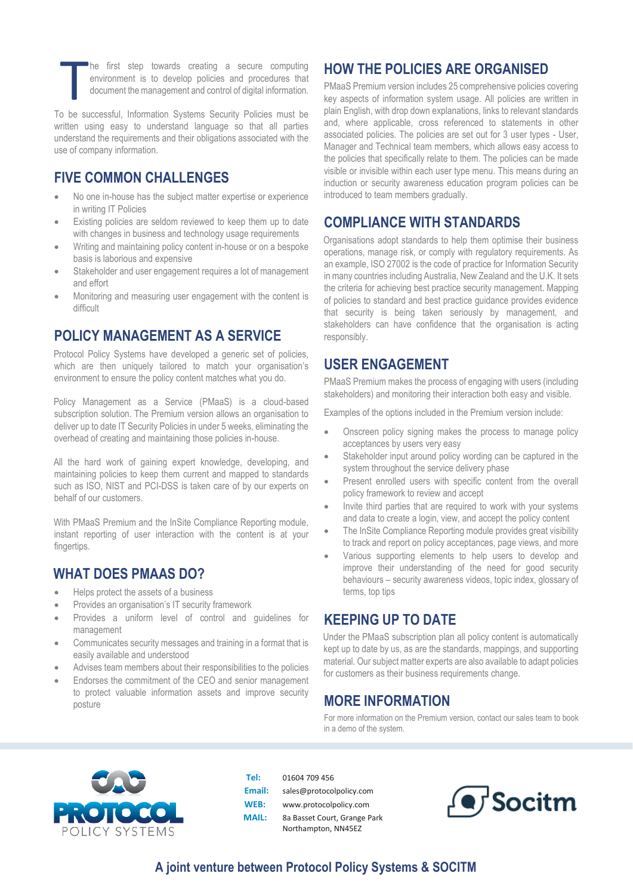The first step towards creating a secure computing environment is to develop policies and procedures that document the management and control of digital information.

To be successful, Information Systems Security Policies must be written using easy to understand language so that all parties understand the requirements and their obligations associated with the use of company information.

## FIVE COMMON CHALLENGES

- No one in-house has the subject matter expertise or experience in writing IT Policies
- Existing policies are seldom reviewed to keep them up to date with changes in business and technology usage requirements
- Writing and maintaining policy content in-house or on a bespoke basis is laborious and expensive
- Stakeholder and user engagement requires a lot of management and effort
- Monitoring and measuring user engagement with the content is difficult

## POLICY MANAGEMENT AS A SERVICE

Protocol Policy Systems have developed a generic set of policies, which are then uniquely tailored to match your organisation's environment to ensure the policy content matches what you do.

Policy Management as a Service (PMaaS) is a cloud-based subscription solution. The Premium version allows an organisation to deliver up to date IT Security Policies in under 5 weeks, eliminating the overhead of creating and maintaining those policies in-house.

All the hard work of gaining expert knowledge, developing, and maintaining policies to keep them current and mapped to standards such as ISO, NIST and PCI-DSS is taken care of by our experts on behalf of our customers.

With PMaaS Premium and the InSite Compliance Reporting module, instant reporting of user interaction with the content is at your fingertips.

## WHAT DOES PMAAS DO?

- Helps protect the assets of a business
- Provides an organisation's IT security framework
- Provides a uniform level of control and guidelines for management
- Communicates security messages and training in a format that is easily available and understood
- Advises team members about their responsibilities to the policies
- Endorses the commitment of the CEO and senior management to protect valuable information assets and improve security posture

## HOW THE POLICIES ARE ORGANISED

PMaaS Premium version includes 25 comprehensive policies covering key aspects of information system usage. All policies are written in plain English, with drop down explanations, links to relevant standards and, where applicable, cross referenced to statements in other associated policies. The policies are set out for 3 user types - User, Manager and Technical team members, which allows easy access to the policies that specifically relate to them. The policies can be made visible or invisible within each user type menu. This means during an induction or security awareness education program policies can be introduced to team members gradually.

## COMPLIANCE WITH STANDARDS

Organisations adopt standards to help them optimise their business operations, manage risk, or comply with regulatory requirements. As an example, ISO 27002 is the code of practice for Information Security in many countries including Australia, New Zealand and the U.K. It sets the criteria for achieving best practice security management. Mapping of policies to standard and best practice guidance provides evidence that security is being taken seriously by management, and stakeholders can have confidence that the organisation is acting responsibly.

## USER ENGAGEMENT

PMaaS Premium makes the process of engaging with users (including stakeholders) and monitoring their interaction both easy and visible.

Examples of the options included in the Premium version include:

- Onscreen policy signing makes the process to manage policy acceptances by users very easy
- Stakeholder input around policy wording can be captured in the system throughout the service delivery phase
- Present enrolled users with specific content from the overall policy framework to review and accept
- Invite third parties that are required to work with your systems and data to create a login, view, and accept the policy content
- The InSite Compliance Reporting module provides great visibility to track and report on policy acceptances, page views, and more
- Various supporting elements to help users to develop and improve their understanding of the need for good security behaviours – security awareness videos, topic index, glossary of terms, top tips

## KEEPING UP TO DATE

Under the PMaaS subscription plan all policy content is automatically kept up to date by us, as are the standards, mappings, and supporting material. Our subject matter experts are also available to adapt policies for customers as their business requirements change.

## MORE INFORMATION

For more information on the Premium version, contact our sales team to book in a demo of the system.

PROTOCOL POLICY SYSTEMS

**Tel:** 01604 709 456
**Email:** sales@protocolpolicy.com
**WEB:** www.protocolpolicy.com
**MAIL:** 8a Basset Court, Grange Park Northampton, NN45EZ

Socitm

**A joint venture between Protocol Policy Systems & SOCITM**